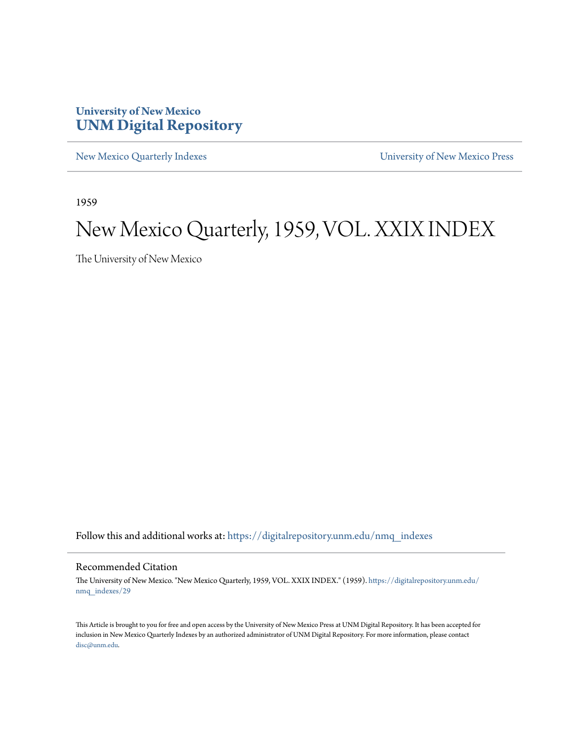University of New Mexico
**UNM Digital Repository**

New Mexico Quarterly Indexes | University of New Mexico Press

1959

# New Mexico Quarterly, 1959, VOL. XXIX INDEX

The University of New Mexico

Follow this and additional works at: https://digitalrepository.unm.edu/nmq_indexes

## Recommended Citation

The University of New Mexico. "New Mexico Quarterly, 1959, VOL. XXIX INDEX." (1959). https://digitalrepository.unm.edu/nmq_indexes/29

This Article is brought to you for free and open access by the University of New Mexico Press at UNM Digital Repository. It has been accepted for inclusion in New Mexico Quarterly Indexes by an authorized administrator of UNM Digital Repository. For more information, please contact disc@unm.edu.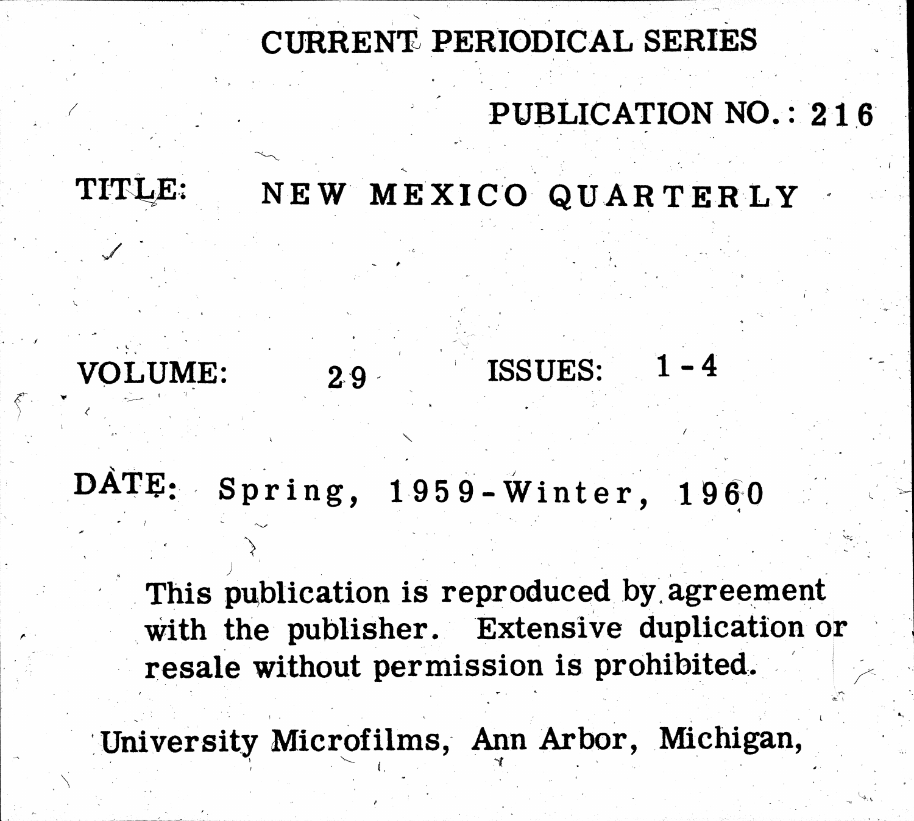# CURRENT PERIODICAL SERIES

PUBLICATION NO.: 216

TITLE: NEW MEXICO QUARTERLY

VOLUME: 29 ISSUES: 1-4

DATE: Spring, 1959-Winter, 1960

This publication is reproduced by agreement with the publisher. Extensive duplication or resale without permission is prohibited.

University Microfilms, Ann Arbor, Michigan,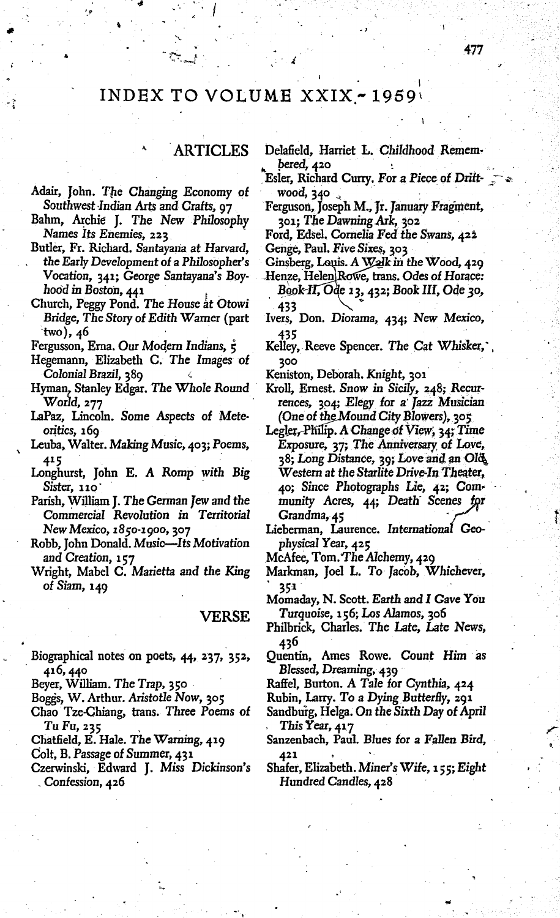# INDEX TO VOLUME XXIX ~ 1959

## ARTICLES

Adair, John. *The Changing Economy of Southwest Indian Arts and Crafts,* 97

Bahm, Archie J. *The New Philosophy Names Its Enemies,* 223

Butler, Fr. Richard. *Santayana at Harvard, the Early Development of a Philosopher's Vocation,* 341; *George Santayana's Boyhood in Boston,* 441

Church, Peggy Pond. *The House at Otowi Bridge, The Story of Edith Warner* (part two), 46

Fergusson, Erna. *Our Modern Indians,* 5

Hegemann, Elizabeth C. *The Images of Colonial Brazil,* 389

Hyman, Stanley Edgar. *The Whole Round World,* 277

LaPaz, Lincoln. *Some Aspects of Meteoritics,* 169

Leuba, Walter. *Making Music,* 403; *Poems,* 415

Longhurst, John E. *A Romp with Big Sister,* 110

Parish, William J. *The German Jew and the Commercial Revolution in Territorial New Mexico, 1850-1900,* 307

Robb, John Donald. *Music—Its Motivation and Creation,* 157

Wright, Mabel C. *Marietta and the King of Siam,* 149

## VERSE

Biographical notes on poets, 44, 237, 352, 416, 440

Beyer, William. *The Trap,* 350

Boggs, W. Arthur. *Aristotle Now,* 305

Chao Tze-Chiang, trans. *Three Poems of Tu Fu,* 235

Chatfield, E. Hale. *The Warning,* 419

Colt, B. *Passage of Summer,* 431

Czerwinski, Edward J. *Miss Dickinson's Confession,* 426

Delafield, Harriet L. *Childhood Remembered,* 420

Esler, Richard Curry. *For a Piece of Driftwood,* 340

Ferguson, Joseph M., Jr. *January Fragment,* 301; *The Dawning Ark,* 302

Ford, Edsel. *Cornelia Fed the Swans,* 422

Genge, Paul. *Five Sixes,* 303

Ginsberg, Louis. *A Walk in the Wood,* 429

Henze, Helen Rowe, trans. *Odes of Horace: Book II, Ode 13,* 432; *Book III, Ode 30,* 433

Ivers, Don. *Diorama,* 434; *New Mexico,* 435

Kelley, Reeve Spencer. *The Cat Whisker,* 300

Keniston, Deborah. *Knight,* 301

Kroll, Ernest. *Snow in Sicily,* 248; *Recurrences,* 304; *Elegy for a Jazz Musician (One of the Mound City Blowers),* 305

Legler, Philip. *A Change of View,* 34; *Time Exposure,* 37; *The Anniversary of Love,* 38; *Long Distance,* 39; *Love and an Old Western at the Starlite Drive-In Theater,* 40; *Since Photographs Lie,* 42; *Community Acres,* 44; *Death Scenes for Grandma,* 45

Lieberman, Laurence. *International Geophysical Year,* 425

McAfee, Tom. *The Alchemy,* 429

Markman, Joel L. *To Jacob, Whichever,* 351

Momaday, N. Scott. *Earth and I Gave You Turquoise,* 156; *Los Alamos,* 306

Philbrick, Charles. *The Late, Late News,* 436

Quentin, Ames Rowe. *Count Him as Blessed, Dreaming,* 439

Raffel, Burton. *A Tale for Cynthia,* 424

Rubin, Larry. *To a Dying Butterfly,* 291

Sandburg, Helga. *On the Sixth Day of April This Year,* 417

Sanzenbach, Paul. *Blues for a Fallen Bird,* 421

Shafer, Elizabeth. *Miner's Wife,* 155; *Eight Hundred Candles,* 428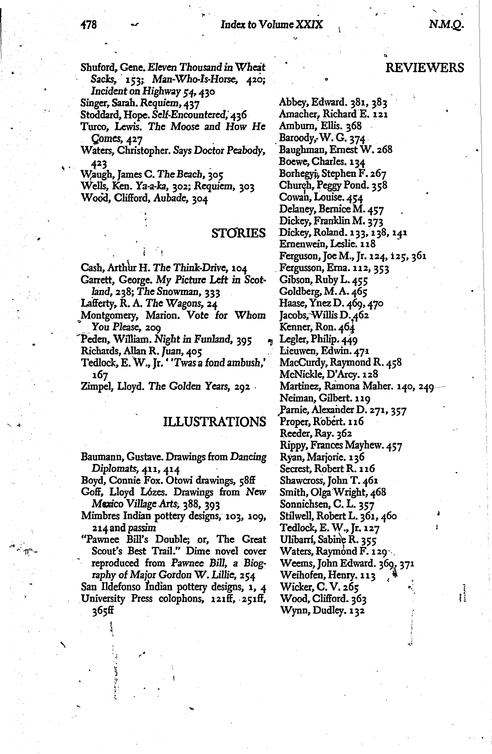Shuford, Gene. *Eleven Thousand in Wheat Sacks,* 153; *Man-Who-Is-Horse,* 420; *Incident on Highway 54,* 430

Singer, Sarah. *Requiem,* 437

Stoddard, Hope. *Self-Encountered,* 436

Turco, Lewis. *The Moose and How He Comes,* 427

Waters, Christopher. *Says Doctor Peabody,* 423

Waugh, James C. *The Beach,* 305

Wells, Ken. *Ya-a-ka,* 302; *Requiem,* 303

Wood, Clifford, *Aubade,* 304

## STORIES

Cash, Arthur H. *The Think-Drive,* 104

Garrett, George. *My Picture Left in Scotland,* 238; *The Snowman,* 333

Lafferty, R. A. *The Wagons,* 24

Montgomery, Marion. *Vote for Whom You Please,* 209

Peden, William. *Night in Funland,* 395

Richards, Allan R. *Juan,* 405

Tedlock, E. W., Jr. *''Twas a fond ambush,'* 167

Zimpel, Lloyd. *The Golden Years,* 292

## ILLUSTRATIONS

Baumann, Gustave. Drawings from *Dancing Diplomats,* 411, 414

Boyd, Connie Fox. Otowi drawings, 58ff

Goff, Lloyd Lózes. Drawings from *New Mexico Village Arts,* 388, 393

Mimbres Indian pottery designs, 103, 109, 214 and *passim*

"Pawnee Bill's Double; or, The Great Scout's Best Trail." Dime novel cover reproduced from *Pawnee Bill, a Biography of Major Gordon W. Lillie,* 254

San Ildefonso Indian pottery designs, 1, 4

University Press colophons, 121ff, 251ff, 365ff

## REVIEWERS

Abbey, Edward. 381, 383

Amacher, Richard E. 121

Amburn, Ellis. 368

Baroody, W. G. 374

Baughman, Ernest W. 268

Boewe, Charles. 134

Borhegyi, Stephen F. 267

Church, Peggy Pond. 358

Cowan, Louise. 454

Delaney, Bernice M. 457

Dickey, Franklin M. 373

Dickey, Roland. 133, 138, 141

Ernenwein, Leslie. 118

Ferguson, Joe M., Jr. 124, 125, 361

Fergusson, Erna. 112, 353

Gibson, Ruby L. 455

Goldberg, M. A. 465

Haase, Ynez D. 469, 470

Jacobs, Willis D. 462

Kenner, Ron. 464

Legler, Philip. 449

Lieuwen, Edwin. 471

MacCurdy, Raymond R. 458

McNickle, D'Arcy. 128

Martinez, Ramona Maher. 140, 249

Neiman, Gilbert. 119

Parnie, Alexander D. 271, 357

Proper, Robert. 116

Reeder, Ray. 362

Rippy, Frances Mayhew. 457

Ryan, Marjorie. 136

Secrest, Robert R. 116

Shawcross, John T. 461

Smith, Olga Wright, 468

Sonnichsen, C. L. 357

Stilwell, Robert L. 361, 460

Tedlock, E. W., Jr. 127

Ulibarrí, Sabine R. 355

Waters, Raymond F. 129

Weems, John Edward. 369, 371

Weihofen, Henry. 113

Wicker, C. V. 265

Wood, Clifford. 363

Wynn, Dudley. 132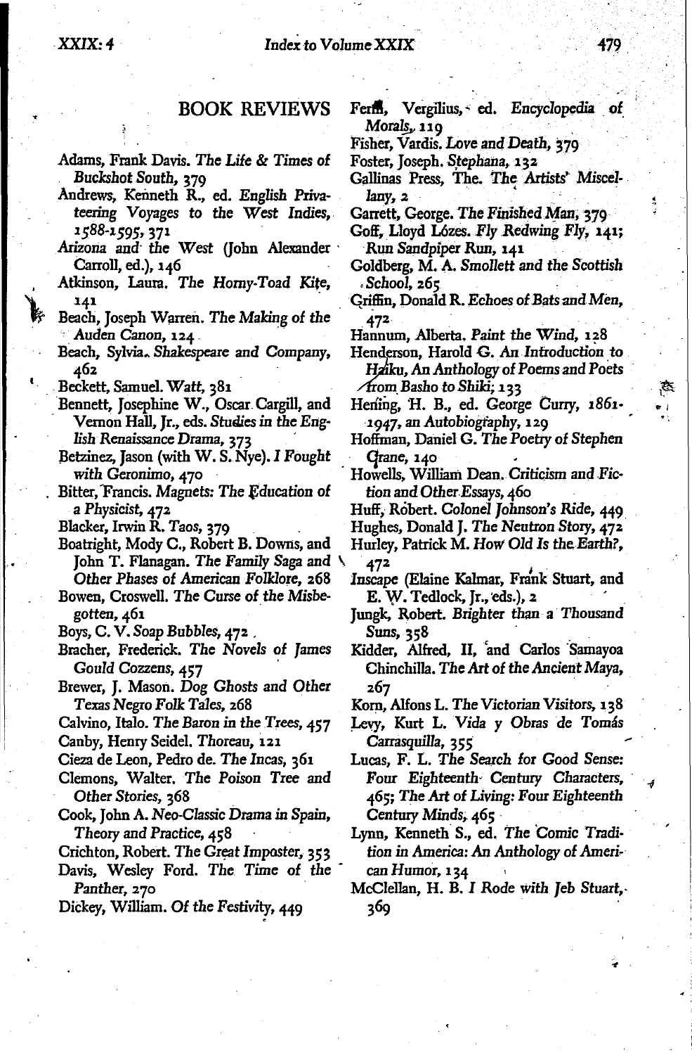## BOOK REVIEWS

Adams, Frank Davis. *The Life & Times of Buckshot South*, 379

Andrews, Kenneth R., ed. *English Privateering Voyages to the West Indies, 1588-1595*, 371

*Arizona and the West* (John Alexander Carroll, ed.), 146

Atkinson, Laura. *The Horny-Toad Kite*, 141

Beach, Joseph Warren. *The Making of the Auden Canon*, 124

Beach, Sylvia. *Shakespeare and Company*, 462

Beckett, Samuel. *Watt*, 381

Bennett, Josephine W., Oscar Cargill, and Vernon Hall, Jr., eds. *Studies in the English Renaissance Drama*, 373

Betzinez, Jason (with W. S. Nye). *I Fought with Geronimo*, 470

Bitter, Francis. *Magnets: The Education of a Physicist*, 472

Blacker, Irwin R. *Taos*, 379

Boatright, Mody C., Robert B. Downs, and John T. Flanagan. *The Family Saga and Other Phases of American Folklore*, 268

Bowen, Croswell. *The Curse of the Misbegotten*, 461

Boys, C. V. *Soap Bubbles*, 472

Bracher, Frederick. *The Novels of James Gould Cozzens*, 457

Brewer, J. Mason. *Dog Ghosts and Other Texas Negro Folk Tales*, 268

Calvino, Italo. *The Baron in the Trees*, 457

Canby, Henry Seidel. *Thoreau*, 121

Cieza de Leon, Pedro de. *The Incas*, 361

Clemons, Walter. *The Poison Tree and Other Stories*, 368

Cook, John A. *Neo-Classic Drama in Spain, Theory and Practice*, 458

Crichton, Robert. *The Great Imposter*, 353

Davis, Wesley Ford. *The Time of the Panther*, 270

Dickey, William. *Of the Festivity*, 449

Ferm, Vergilius, ed. *Encyclopedia of Morals*, 119

Fisher, Vardis. *Love and Death*, 379

Foster, Joseph. *Stephana*, 132

Gallinas Press, The. *The Artists' Miscellany*, 2

Garrett, George. *The Finished Man*, 379

Goff, Lloyd Lózes. *Fly Redwing Fly*, 141; *Run Sandpiper Run*, 141

Goldberg, M. A. *Smollett and the Scottish School*, 265

Griffin, Donald R. *Echoes of Bats and Men*, 472

Hannum, Alberta. *Paint the Wind*, 128

Henderson, Harold G. *An Introduction to Haiku, An Anthology of Poems and Poets from Basho to Shiki*, 133

Hening, H. B., ed. *George Curry, 1861-1947, an Autobiography*, 129

Hoffman, Daniel G. *The Poetry of Stephen Crane*, 140

Howells, William Dean. *Criticism and Fiction and Other Essays*, 460

Huff, Robert. *Colonel Johnson's Ride*, 449

Hughes, Donald J. *The Neutron Story*, 472

Hurley, Patrick M. *How Old Is the Earth?*, 472

*Inscape* (Elaine Kalmar, Frank Stuart, and E. W. Tedlock, Jr., eds.), 2

Jungk, Robert. *Brighter than a Thousand Suns*, 358

Kidder, Alfred, II, and Carlos Samayoa Chinchilla. *The Art of the Ancient Maya*, 267

Korn, Alfons L. *The Victorian Visitors*, 138

Levy, Kurt L. *Vida y Obras de Tomás Carrasquilla*, 355

Lucas, F. L. *The Search for Good Sense: Four Eighteenth Century Characters*, 465; *The Art of Living: Four Eighteenth Century Minds*, 465

Lynn, Kenneth S., ed. *The Comic Tradition in America: An Anthology of American Humor*, 134

McClellan, H. B. *I Rode with Jeb Stuart*, 369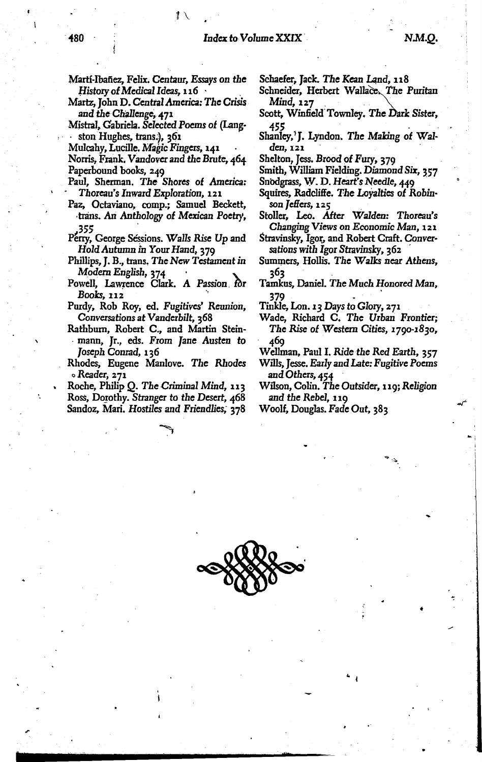Martí-Ibañez, Felix. Centaur, *Essays on the History of Medical Ideas*, 116

Martz, John D. *Central America: The Crisis and the Challenge*, 471

Mistral, Gabriela. *Selected Poems of* (Langston Hughes, trans.), 361

Mulcahy, Lucille. *Magic Fingers*, 141

Norris, Frank. *Vandover and the Brute*, 464

Paperbound books, 249

Paul, Sherman. *The Shores of America: Thoreau's Inward Exploration*, 121

Paz, Octaviano, comp.; Samuel Beckett, trans. *An Anthology of Mexican Poetry*, 355

Perry, George Sessions. *Walls Rise Up* and *Hold Autumn in Your Hand*, 379

Phillips, J. B., trans. *The New Testament in Modern English*, 374

Powell, Lawrence Clark. *A Passion for Books*, 112

Purdy, Rob Roy, ed. *Fugitives' Reunion, Conversations at Vanderbilt*, 368

Rathburn, Robert C., and Martin Steinmann, Jr., eds. *From Jane Austen to Joseph Conrad*, 136

Rhodes, Eugene Manlove. *The Rhodes Reader*, 271

Roche, Philip Q. *The Criminal Mind*, 113

Ross, Dorothy. *Stranger to the Desert*, 468

Sandoz, Mari. *Hostiles and Friendlies*, 378

Schaefer, Jack. *The Kean Land*, 118

Schneider, Herbert Wallace. *The Puritan Mind*, 127

Scott, Winfield Townley. *The Dark Sister*, 455

Shanley, J. Lyndon. *The Making of Walden*, 121

Shelton, Jess. *Brood of Fury*, 379

Smith, William Fielding. *Diamond Six*, 357

Snodgrass, W. D. *Heart's Needle*, 449

Squires, Radcliffe. *The Loyalties of Robinson Jeffers*, 125

Stoller, Leo. *After Walden: Thoreau's Changing Views on Economic Man*, 121

Stravinsky, Igor, and Robert Craft. *Conversations with Igor Stravinsky*, 362

Summers, Hollis. *The Walks near Athens*, 363

Tamkus, Daniel. *The Much Honored Man*, 379

Tinkle, Lon. *13 Days to Glory*, 271

Wade, Richard C. *The Urban Frontier; The Rise of Western Cities, 1790-1830*, 469

Wellman, Paul I. *Ride the Red Earth*, 357

Wills, Jesse. *Early and Late: Fugitive Poems and Others*, 454

Wilson, Colin. *The Outsider*, 119; *Religion and the Rebel*, 119

Woolf, Douglas. *Fade Out*, 383